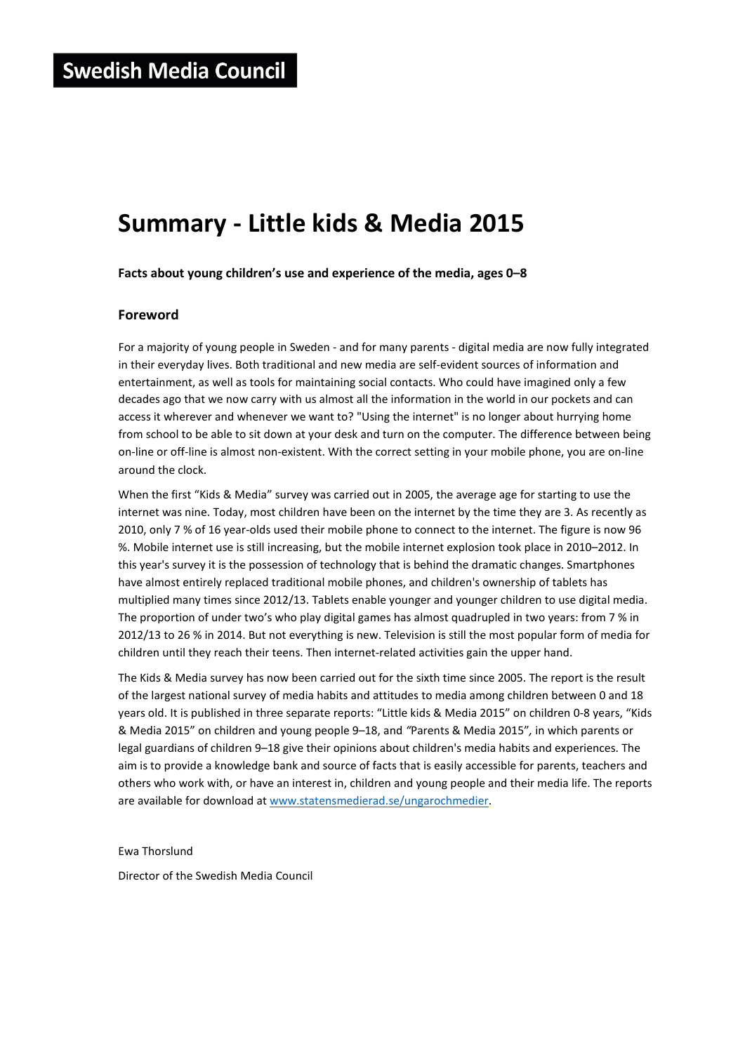**Swedish Media Council**

# Summary - Little kids & Media 2015

**Facts about young children's use and experience of the media, ages 0–8**

## Foreword

For a majority of young people in Sweden - and for many parents - digital media are now fully integrated in their everyday lives. Both traditional and new media are self-evident sources of information and entertainment, as well as tools for maintaining social contacts. Who could have imagined only a few decades ago that we now carry with us almost all the information in the world in our pockets and can access it wherever and whenever we want to? "Using the internet" is no longer about hurrying home from school to be able to sit down at your desk and turn on the computer. The difference between being on-line or off-line is almost non-existent. With the correct setting in your mobile phone, you are on-line around the clock.

When the first "Kids & Media" survey was carried out in 2005, the average age for starting to use the internet was nine. Today, most children have been on the internet by the time they are 3. As recently as 2010, only 7 % of 16 year-olds used their mobile phone to connect to the internet. The figure is now 96 %. Mobile internet use is still increasing, but the mobile internet explosion took place in 2010–2012. In this year's survey it is the possession of technology that is behind the dramatic changes. Smartphones have almost entirely replaced traditional mobile phones, and children's ownership of tablets has multiplied many times since 2012/13. Tablets enable younger and younger children to use digital media. The proportion of under two's who play digital games has almost quadrupled in two years: from 7 % in 2012/13 to 26 % in 2014. But not everything is new. Television is still the most popular form of media for children until they reach their teens. Then internet-related activities gain the upper hand.

The Kids & Media survey has now been carried out for the sixth time since 2005. The report is the result of the largest national survey of media habits and attitudes to media among children between 0 and 18 years old. It is published in three separate reports: "Little kids & Media 2015" on children 0-8 years, "Kids & Media 2015" on children and young people 9–18, and "Parents & Media 2015", in which parents or legal guardians of children 9–18 give their opinions about children's media habits and experiences. The aim is to provide a knowledge bank and source of facts that is easily accessible for parents, teachers and others who work with, or have an interest in, children and young people and their media life. The reports are available for download at www.statensmedierad.se/ungarochmedier.

Ewa Thorslund

Director of the Swedish Media Council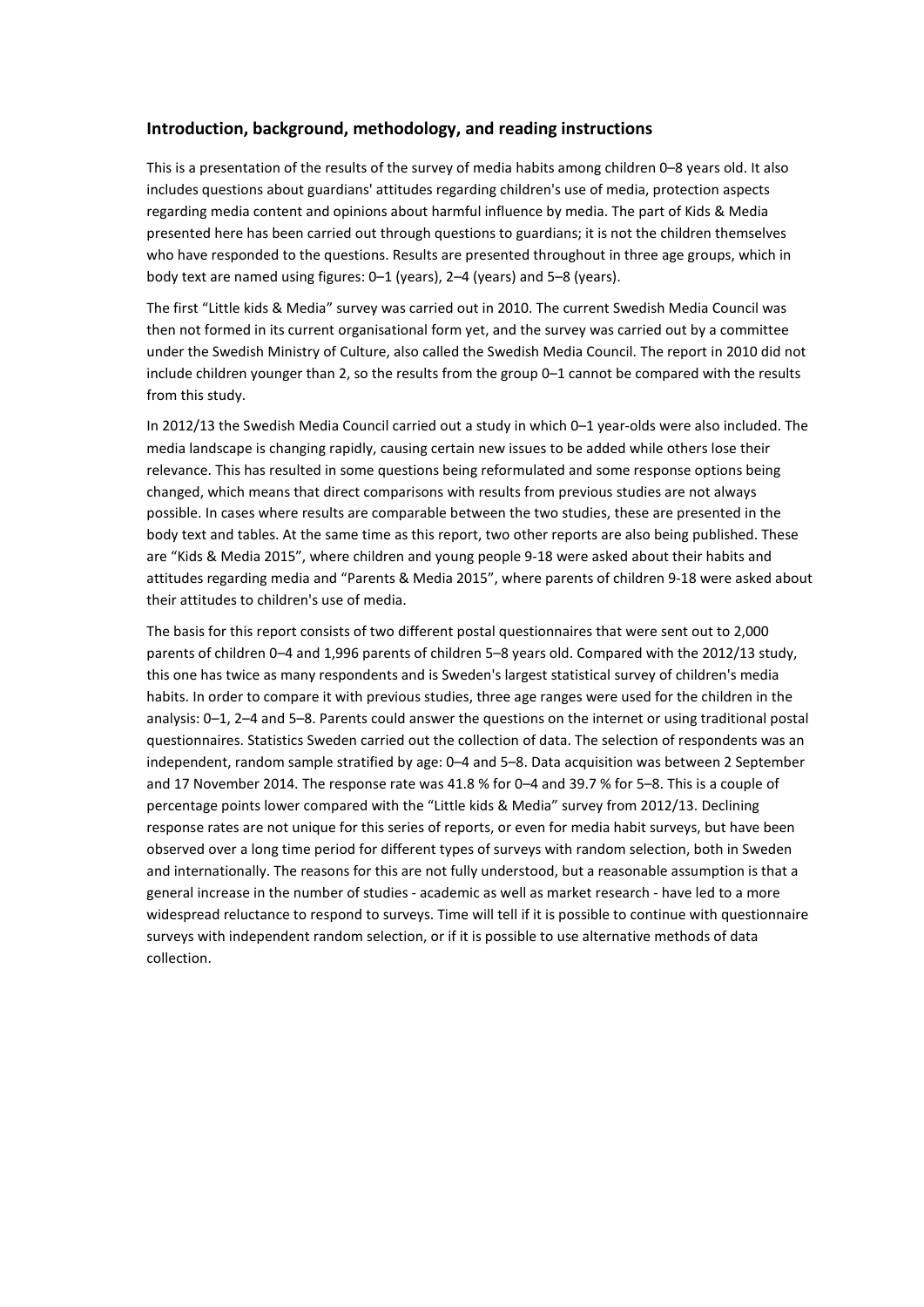### Introduction, background, methodology, and reading instructions

This is a presentation of the results of the survey of media habits among children 0–8 years old. It also includes questions about guardians' attitudes regarding children's use of media, protection aspects regarding media content and opinions about harmful influence by media. The part of Kids & Media presented here has been carried out through questions to guardians; it is not the children themselves who have responded to the questions. Results are presented throughout in three age groups, which in body text are named using figures: 0–1 (years), 2–4 (years) and 5–8 (years).

The first "Little kids & Media" survey was carried out in 2010. The current Swedish Media Council was then not formed in its current organisational form yet, and the survey was carried out by a committee under the Swedish Ministry of Culture, also called the Swedish Media Council. The report in 2010 did not include children younger than 2, so the results from the group 0–1 cannot be compared with the results from this study.

In 2012/13 the Swedish Media Council carried out a study in which 0–1 year-olds were also included. The media landscape is changing rapidly, causing certain new issues to be added while others lose their relevance. This has resulted in some questions being reformulated and some response options being changed, which means that direct comparisons with results from previous studies are not always possible. In cases where results are comparable between the two studies, these are presented in the body text and tables. At the same time as this report, two other reports are also being published. These are "Kids & Media 2015", where children and young people 9-18 were asked about their habits and attitudes regarding media and "Parents & Media 2015", where parents of children 9-18 were asked about their attitudes to children's use of media.

The basis for this report consists of two different postal questionnaires that were sent out to 2,000 parents of children 0–4 and 1,996 parents of children 5–8 years old. Compared with the 2012/13 study, this one has twice as many respondents and is Sweden's largest statistical survey of children's media habits. In order to compare it with previous studies, three age ranges were used for the children in the analysis: 0–1, 2–4 and 5–8. Parents could answer the questions on the internet or using traditional postal questionnaires. Statistics Sweden carried out the collection of data. The selection of respondents was an independent, random sample stratified by age: 0–4 and 5–8. Data acquisition was between 2 September and 17 November 2014. The response rate was 41.8 % for 0–4 and 39.7 % for 5–8. This is a couple of percentage points lower compared with the "Little kids & Media" survey from 2012/13. Declining response rates are not unique for this series of reports, or even for media habit surveys, but have been observed over a long time period for different types of surveys with random selection, both in Sweden and internationally. The reasons for this are not fully understood, but a reasonable assumption is that a general increase in the number of studies - academic as well as market research - have led to a more widespread reluctance to respond to surveys. Time will tell if it is possible to continue with questionnaire surveys with independent random selection, or if it is possible to use alternative methods of data collection.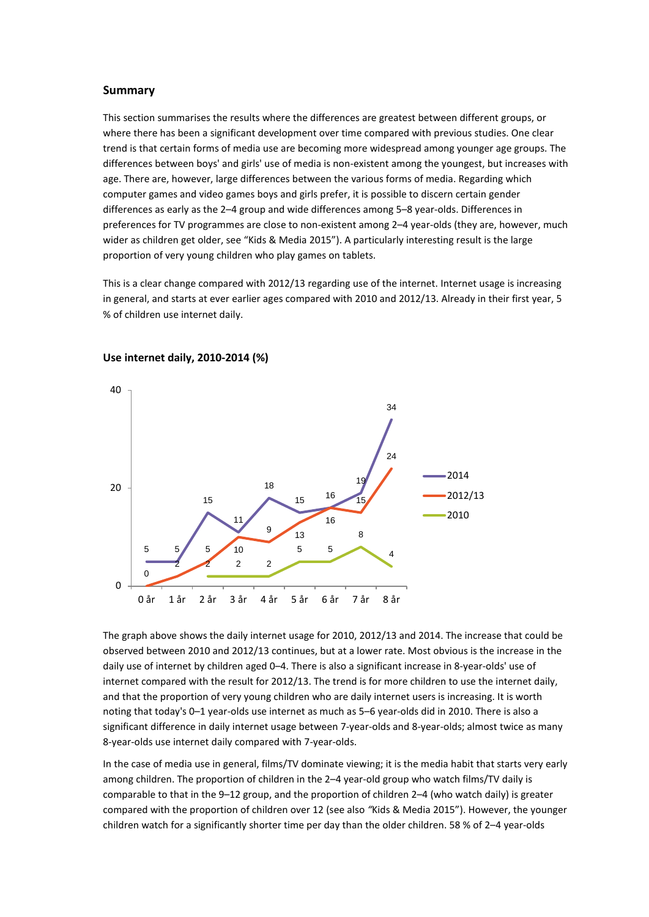## Summary

This section summarises the results where the differences are greatest between different groups, or where there has been a significant development over time compared with previous studies. One clear trend is that certain forms of media use are becoming more widespread among younger age groups. The differences between boys' and girls' use of media is non-existent among the youngest, but increases with age. There are, however, large differences between the various forms of media. Regarding which computer games and video games boys and girls prefer, it is possible to discern certain gender differences as early as the 2–4 group and wide differences among 5–8 year-olds. Differences in preferences for TV programmes are close to non-existent among 2–4 year-olds (they are, however, much wider as children get older, see "Kids & Media 2015"). A particularly interesting result is the large proportion of very young children who play games on tablets.

This is a clear change compared with 2012/13 regarding use of the internet. Internet usage is increasing in general, and starts at ever earlier ages compared with 2010 and 2012/13. Already in their first year, 5 % of children use internet daily.

**Use internet daily, 2010-2014 (%)**

| | 0 år | 1 år | 2 år | 3 år | 4 år | 5 år | 6 år | 7 år | 8 år |
|---|---|---|---|---|---|---|---|---|---|
| 2014 | 5 | 5 | 15 | 11 | 18 | 15 | 16 | 19 | 34 |
| 2012/13 | 0 | 2 | 5 | 10 | 9 | 13 | 16 | 15 | 24 |
| 2010 | | | 2 | 2 | 2 | 5 | 5 | 8 | 4 |

The graph above shows the daily internet usage for 2010, 2012/13 and 2014. The increase that could be observed between 2010 and 2012/13 continues, but at a lower rate. Most obvious is the increase in the daily use of internet by children aged 0–4. There is also a significant increase in 8-year-olds' use of internet compared with the result for 2012/13. The trend is for more children to use the internet daily, and that the proportion of very young children who are daily internet users is increasing. It is worth noting that today's 0–1 year-olds use internet as much as 5–6 year-olds did in 2010. There is also a significant difference in daily internet usage between 7-year-olds and 8-year-olds; almost twice as many 8-year-olds use internet daily compared with 7-year-olds.

In the case of media use in general, films/TV dominate viewing; it is the media habit that starts very early among children. The proportion of children in the 2–4 year-old group who watch films/TV daily is comparable to that in the 9–12 group, and the proportion of children 2–4 (who watch daily) is greater compared with the proportion of children over 12 (see also "Kids & Media 2015"). However, the younger children watch for a significantly shorter time per day than the older children. 58 % of 2–4 year-olds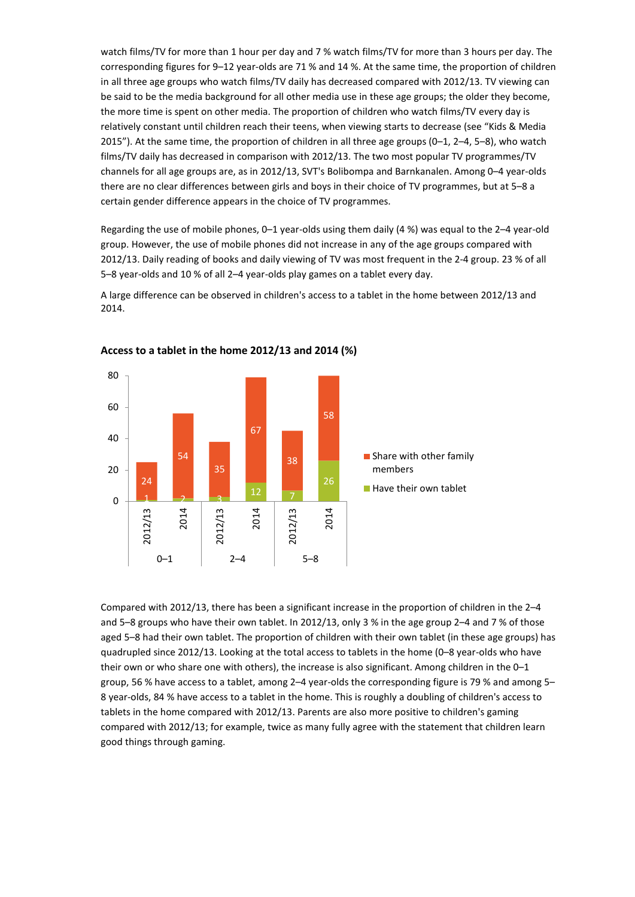watch films/TV for more than 1 hour per day and 7 % watch films/TV for more than 3 hours per day. The corresponding figures for 9–12 year-olds are 71 % and 14 %. At the same time, the proportion of children in all three age groups who watch films/TV daily has decreased compared with 2012/13. TV viewing can be said to be the media background for all other media use in these age groups; the older they become, the more time is spent on other media. The proportion of children who watch films/TV every day is relatively constant until children reach their teens, when viewing starts to decrease (see "Kids & Media 2015"). At the same time, the proportion of children in all three age groups (0–1, 2–4, 5–8), who watch films/TV daily has decreased in comparison with 2012/13. The two most popular TV programmes/TV channels for all age groups are, as in 2012/13, SVT's Bolibompa and Barnkanalen. Among 0–4 year-olds there are no clear differences between girls and boys in their choice of TV programmes, but at 5–8 a certain gender difference appears in the choice of TV programmes.

Regarding the use of mobile phones, 0–1 year-olds using them daily (4 %) was equal to the 2–4 year-old group. However, the use of mobile phones did not increase in any of the age groups compared with 2012/13. Daily reading of books and daily viewing of TV was most frequent in the 2-4 group. 23 % of all 5–8 year-olds and 10 % of all 2–4 year-olds play games on a tablet every day.

A large difference can be observed in children's access to a tablet in the home between 2012/13 and 2014.

**Access to a tablet in the home 2012/13 and 2014 (%)**

| Age group | Year | Have their own tablet | Share with other family members |
|---|---|---|---|
| 0–1 | 2012/13 | 1 | 24 |
| 0–1 | 2014 | 2 | 54 |
| 2–4 | 2012/13 | 3 | 35 |
| 2–4 | 2014 | 12 | 67 |
| 5–8 | 2012/13 | 7 | 38 |
| 5–8 | 2014 | 26 | 58 |

Compared with 2012/13, there has been a significant increase in the proportion of children in the 2–4 and 5–8 groups who have their own tablet. In 2012/13, only 3 % in the age group 2–4 and 7 % of those aged 5–8 had their own tablet. The proportion of children with their own tablet (in these age groups) has quadrupled since 2012/13. Looking at the total access to tablets in the home (0–8 year-olds who have their own or who share one with others), the increase is also significant. Among children in the 0–1 group, 56 % have access to a tablet, among 2–4 year-olds the corresponding figure is 79 % and among 5–8 year-olds, 84 % have access to a tablet in the home. This is roughly a doubling of children's access to tablets in the home compared with 2012/13. Parents are also more positive to children's gaming compared with 2012/13; for example, twice as many fully agree with the statement that children learn good things through gaming.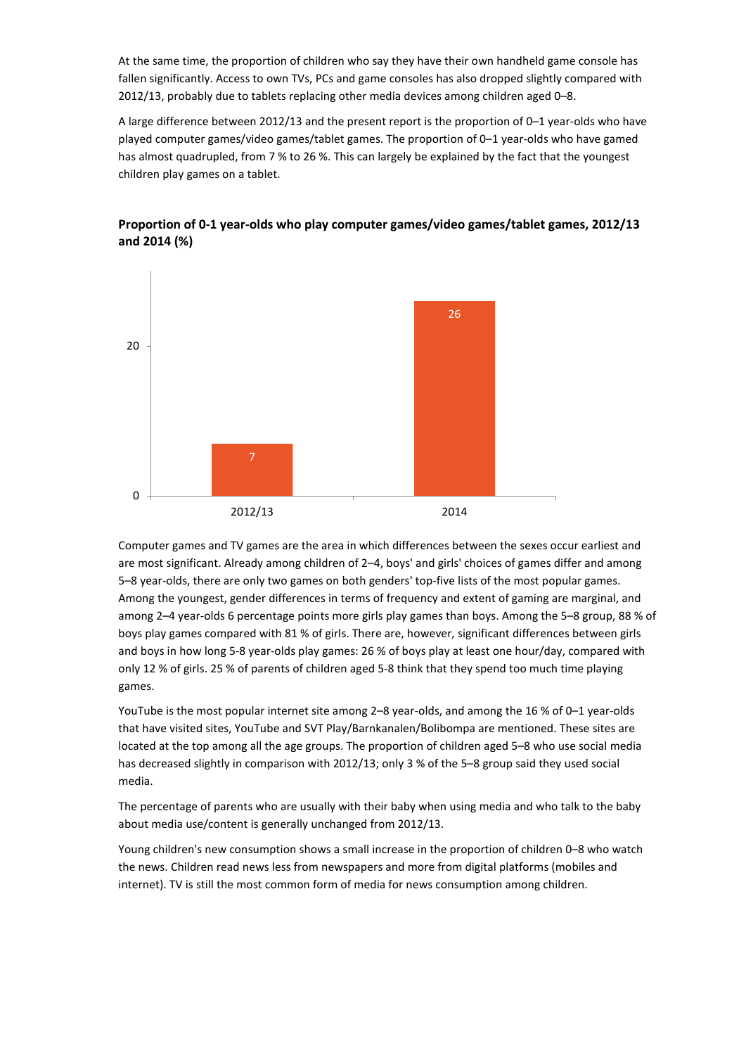At the same time, the proportion of children who say they have their own handheld game console has fallen significantly. Access to own TVs, PCs and game consoles has also dropped slightly compared with 2012/13, probably due to tablets replacing other media devices among children aged 0–8.

A large difference between 2012/13 and the present report is the proportion of 0–1 year-olds who have played computer games/video games/tablet games. The proportion of 0–1 year-olds who have gamed has almost quadrupled, from 7 % to 26 %. This can largely be explained by the fact that the youngest children play games on a tablet.

**Proportion of 0-1 year-olds who play computer games/video games/tablet games, 2012/13 and 2014 (%)**

| Year | % |
|---|---|
| 2012/13 | 7 |
| 2014 | 26 |

Computer games and TV games are the area in which differences between the sexes occur earliest and are most significant. Already among children of 2–4, boys' and girls' choices of games differ and among 5–8 year-olds, there are only two games on both genders' top-five lists of the most popular games. Among the youngest, gender differences in terms of frequency and extent of gaming are marginal, and among 2–4 year-olds 6 percentage points more girls play games than boys. Among the 5–8 group, 88 % of boys play games compared with 81 % of girls. There are, however, significant differences between girls and boys in how long 5-8 year-olds play games: 26 % of boys play at least one hour/day, compared with only 12 % of girls. 25 % of parents of children aged 5-8 think that they spend too much time playing games.

YouTube is the most popular internet site among 2–8 year-olds, and among the 16 % of 0–1 year-olds that have visited sites, YouTube and SVT Play/Barnkanalen/Bolibompa are mentioned. These sites are located at the top among all the age groups. The proportion of children aged 5–8 who use social media has decreased slightly in comparison with 2012/13; only 3 % of the 5–8 group said they used social media.

The percentage of parents who are usually with their baby when using media and who talk to the baby about media use/content is generally unchanged from 2012/13.

Young children's new consumption shows a small increase in the proportion of children 0–8 who watch the news. Children read news less from newspapers and more from digital platforms (mobiles and internet). TV is still the most common form of media for news consumption among children.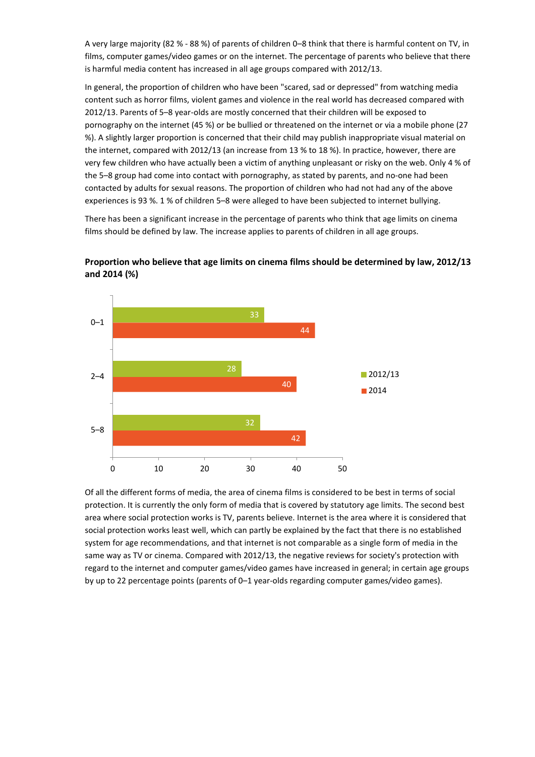A very large majority (82 % - 88 %) of parents of children 0–8 think that there is harmful content on TV, in films, computer games/video games or on the internet. The percentage of parents who believe that there is harmful media content has increased in all age groups compared with 2012/13.

In general, the proportion of children who have been "scared, sad or depressed" from watching media content such as horror films, violent games and violence in the real world has decreased compared with 2012/13. Parents of 5–8 year-olds are mostly concerned that their children will be exposed to pornography on the internet (45 %) or be bullied or threatened on the internet or via a mobile phone (27 %). A slightly larger proportion is concerned that their child may publish inappropriate visual material on the internet, compared with 2012/13 (an increase from 13 % to 18 %). In practice, however, there are very few children who have actually been a victim of anything unpleasant or risky on the web. Only 4 % of the 5–8 group had come into contact with pornography, as stated by parents, and no-one had been contacted by adults for sexual reasons. The proportion of children who had not had any of the above experiences is 93 %. 1 % of children 5–8 were alleged to have been subjected to internet bullying.

There has been a significant increase in the percentage of parents who think that age limits on cinema films should be defined by law. The increase applies to parents of children in all age groups.

**Proportion who believe that age limits on cinema films should be determined by law, 2012/13 and 2014 (%)**

0–1
33
44
2–4
28
40
5–8
32
42
0 10 20 30 40 50
2012/13
2014

Of all the different forms of media, the area of cinema films is considered to be best in terms of social protection. It is currently the only form of media that is covered by statutory age limits. The second best area where social protection works is TV, parents believe. Internet is the area where it is considered that social protection works least well, which can partly be explained by the fact that there is no established system for age recommendations, and that internet is not comparable as a single form of media in the same way as TV or cinema. Compared with 2012/13, the negative reviews for society's protection with regard to the internet and computer games/video games have increased in general; in certain age groups by up to 22 percentage points (parents of 0–1 year-olds regarding computer games/video games).